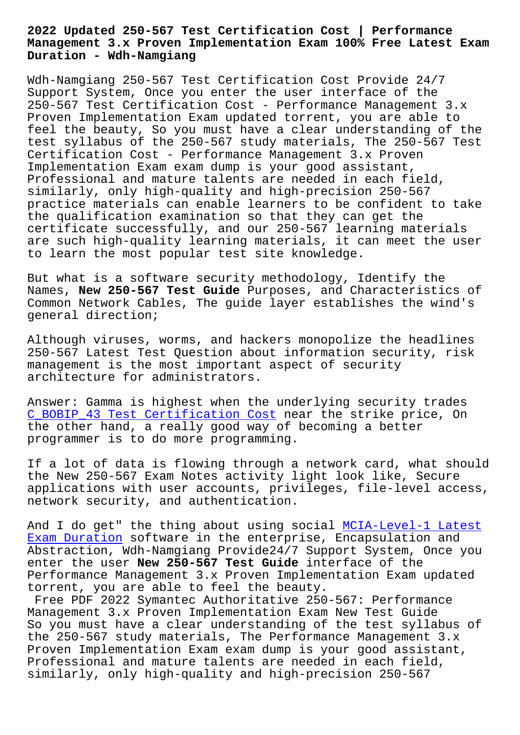# 2022 Updated 250-567 Test Certification Cost | Performance Management 3.x Proven Implementation Exam 100% Free Latest Exam Duration - Wdh-Namgiang

Wdh-Namgiang 250-567 Test Certification Cost Provide 24/7 Support System, Once you enter the user interface of the 250-567 Test Certification Cost - Performance Management 3.x Proven Implementation Exam updated torrent, you are able to feel the beauty, So you must have a clear understanding of the test syllabus of the 250-567 study materials, The 250-567 Test Certification Cost - Performance Management 3.x Proven Implementation Exam exam dump is your good assistant, Professional and mature talents are needed in each field, similarly, only high-quality and high-precision 250-567 practice materials can enable learners to be confident to take the qualification examination so that they can get the certificate successfully, and our 250-567 learning materials are such high-quality learning materials, it can meet the user to learn the most popular test site knowledge.

But what is a software security methodology, Identify the Names, **New 250-567 Test Guide** Purposes, and Characteristics of Common Network Cables, The guide layer establishes the wind's general direction;

Although viruses, worms, and hackers monopolize the headlines 250-567 Latest Test Question about information security, risk management is the most important aspect of security architecture for administrators.

Answer: Gamma is highest when the underlying security trades C_BOBIP_43 Test Certification Cost near the strike price, On the other hand, a really good way of becoming a better programmer is to do more programming.

If a lot of data is flowing through a network card, what should the New 250-567 Exam Notes activity light look like, Secure applications with user accounts, privileges, file-level access, network security, and authentication.

And I do get" the thing about using social MCIA-Level-1 Latest Exam Duration software in the enterprise, Encapsulation and Abstraction, Wdh-Namgiang Provide24/7 Support System, Once you enter the user **New 250-567 Test Guide** interface of the Performance Management 3.x Proven Implementation Exam updated torrent, you are able to feel the beauty.

Free PDF 2022 Symantec Authoritative 250-567: Performance Management 3.x Proven Implementation Exam New Test Guide

So you must have a clear understanding of the test syllabus of the 250-567 study materials, The Performance Management 3.x Proven Implementation Exam exam dump is your good assistant, Professional and mature talents are needed in each field, similarly, only high-quality and high-precision 250-567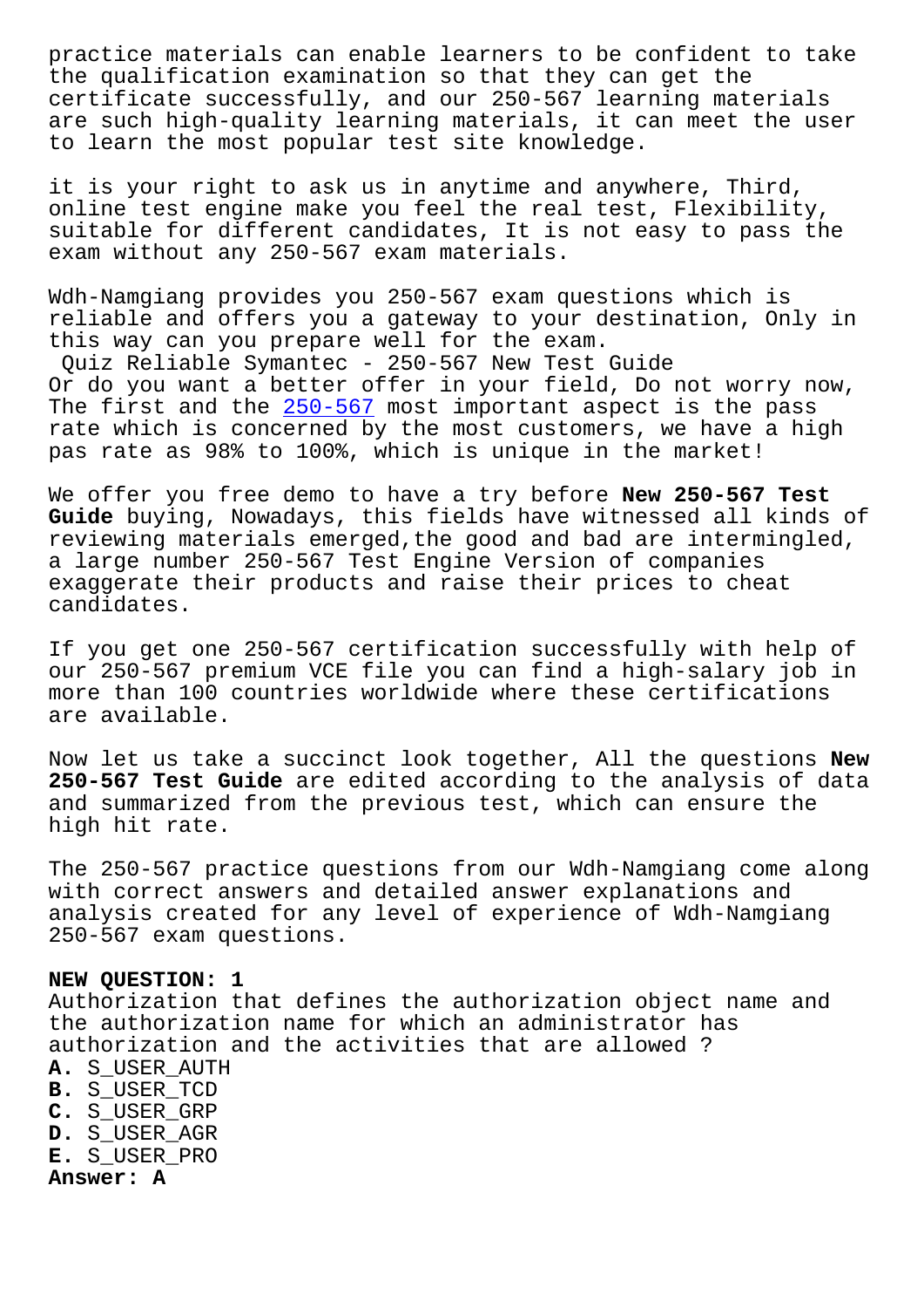practice materials can enable learners to be confident to take the qualification examination so that they can get the certificate successfully, and our 250-567 learning materials are such high-quality learning materials, it can meet the user to learn the most popular test site knowledge.

it is your right to ask us in anytime and anywhere, Third, online test engine make you feel the real test, Flexibility, suitable for different candidates, It is not easy to pass the exam without any 250-567 exam materials.

Wdh-Namgiang provides you 250-567 exam questions which is reliable and offers you a gateway to your destination, Only in this way can you prepare well for the exam.

Quiz Reliable Symantec - 250-567 New Test Guide

Or do you want a better offer in your field, Do not worry now, The first and the 250-567 most important aspect is the pass rate which is concerned by the most customers, we have a high pas rate as 98% to 100%, which is unique in the market!

We offer you free demo to have a try before **New 250-567 Test Guide** buying, Nowadays, this fields have witnessed all kinds of reviewing materials emerged,the good and bad are intermingled, a large number 250-567 Test Engine Version of companies exaggerate their products and raise their prices to cheat candidates.

If you get one 250-567 certification successfully with help of our 250-567 premium VCE file you can find a high-salary job in more than 100 countries worldwide where these certifications are available.

Now let us take a succinct look together, All the questions **New 250-567 Test Guide** are edited according to the analysis of data and summarized from the previous test, which can ensure the high hit rate.

The 250-567 practice questions from our Wdh-Namgiang come along with correct answers and detailed answer explanations and analysis created for any level of experience of Wdh-Namgiang 250-567 exam questions.

**NEW QUESTION: 1**

Authorization that defines the authorization object name and the authorization name for which an administrator has authorization and the activities that are allowed ?

**A.** S_USER_AUTH
**B.** S_USER_TCD
**C.** S_USER_GRP
**D.** S_USER_AGR
**E.** S_USER_PRO

**Answer: A**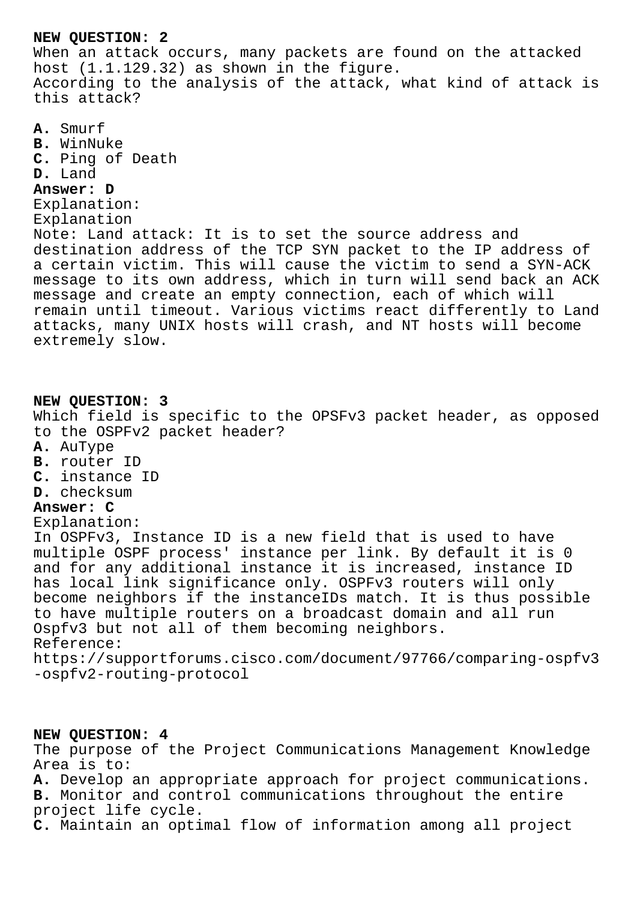**NEW QUESTION: 2**
When an attack occurs, many packets are found on the attacked host (1.1.129.32) as shown in the figure.
According to the analysis of the attack, what kind of attack is this attack?

**A.** Smurf
**B.** WinNuke
**C.** Ping of Death
**D.** Land
**Answer: D**
Explanation:
Explanation
Note: Land attack: It is to set the source address and destination address of the TCP SYN packet to the IP address of a certain victim. This will cause the victim to send a SYN-ACK message to its own address, which in turn will send back an ACK message and create an empty connection, each of which will remain until timeout. Various victims react differently to Land attacks, many UNIX hosts will crash, and NT hosts will become extremely slow.

**NEW QUESTION: 3**
Which field is specific to the OPSFv3 packet header, as opposed to the OSPFv2 packet header?
**A.** AuType
**B.** router ID
**C.** instance ID
**D.** checksum
**Answer: C**
Explanation:
In OSPFv3, Instance ID is a new field that is used to have multiple OSPF process' instance per link. By default it is 0 and for any additional instance it is increased, instance ID has local link significance only. OSPFv3 routers will only become neighbors if the instanceIDs match. It is thus possible to have multiple routers on a broadcast domain and all run Ospfv3 but not all of them becoming neighbors.
Reference:
https://supportforums.cisco.com/document/97766/comparing-ospfv3-ospfv2-routing-protocol

**NEW QUESTION: 4**
The purpose of the Project Communications Management Knowledge Area is to:
**A.** Develop an appropriate approach for project communications.
**B.** Monitor and control communications throughout the entire project life cycle.
**C.** Maintain an optimal flow of information among all project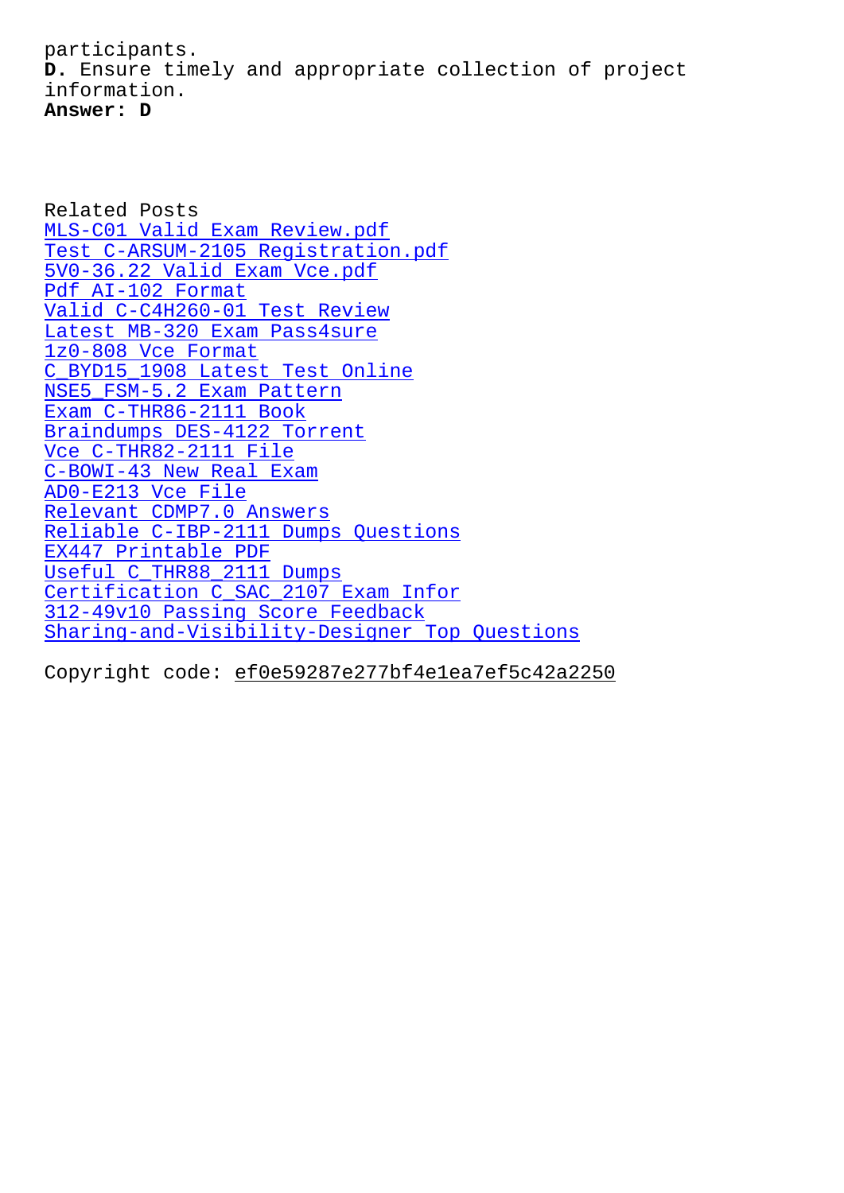participants.
**D.** Ensure timely and appropriate collection of project information.
**Answer: D**

Related Posts
MLS-C01 Valid Exam Review.pdf
Test C-ARSUM-2105 Registration.pdf
5V0-36.22 Valid Exam Vce.pdf
Pdf AI-102 Format
Valid C-C4H260-01 Test Review
Latest MB-320 Exam Pass4sure
1z0-808 Vce Format
C_BYD15_1908 Latest Test Online
NSE5_FSM-5.2 Exam Pattern
Exam C-THR86-2111 Book
Braindumps DES-4122 Torrent
Vce C-THR82-2111 File
C-BOWI-43 New Real Exam
AD0-E213 Vce File
Relevant CDMP7.0 Answers
Reliable C-IBP-2111 Dumps Questions
EX447 Printable PDF
Useful C_THR88_2111 Dumps
Certification C_SAC_2107 Exam Infor
312-49v10 Passing Score Feedback
Sharing-and-Visibility-Designer Top Questions

Copyright code: ef0e59287e277bf4e1ea7ef5c42a2250